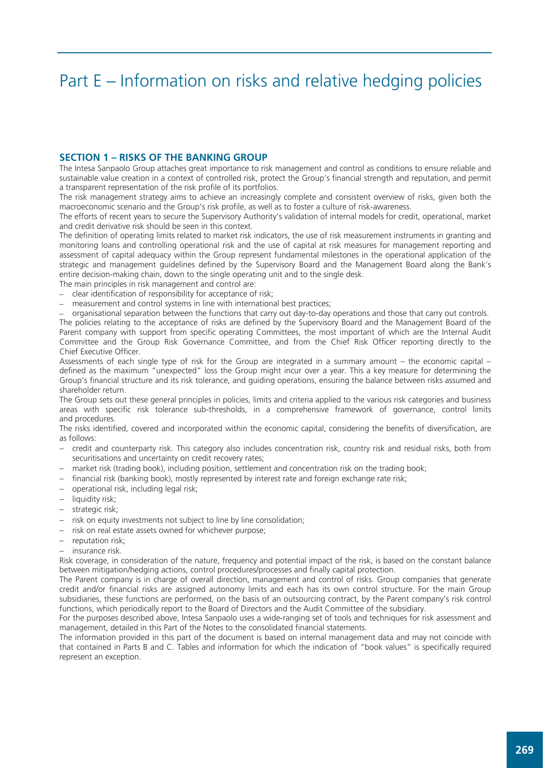# Part E – Information on risks and relative hedging policies

## SECTION 1 – RISKS OF THE BANKING GROUP

The Intesa Sanpaolo Group attaches great importance to risk management and control as conditions to ensure reliable and sustainable value creation in a context of controlled risk, protect the Group's financial strength and reputation, and permit a transparent representation of the risk profile of its portfolios.

The risk management strategy aims to achieve an increasingly complete and consistent overview of risks, given both the macroeconomic scenario and the Group's risk profile, as well as to foster a culture of risk-awareness.

The efforts of recent years to secure the Supervisory Authority's validation of internal models for credit, operational, market and credit derivative risk should be seen in this context.

The definition of operating limits related to market risk indicators, the use of risk measurement instruments in granting and monitoring loans and controlling operational risk and the use of capital at risk measures for management reporting and assessment of capital adequacy within the Group represent fundamental milestones in the operational application of the strategic and management guidelines defined by the Supervisory Board and the Management Board along the Bank's entire decision-making chain, down to the single operating unit and to the single desk.

The main principles in risk management and control are:

- clear identification of responsibility for acceptance of risk;
- measurement and control systems in line with international best practices;
- organisational separation between the functions that carry out day-to-day operations and those that carry out controls.

The policies relating to the acceptance of risks are defined by the Supervisory Board and the Management Board of the Parent company with support from specific operating Committees, the most important of which are the Internal Audit Committee and the Group Risk Governance Committee, and from the Chief Risk Officer reporting directly to the Chief Executive Officer.

Assessments of each single type of risk for the Group are integrated in a summary amount – the economic capital – defined as the maximum "unexpected" loss the Group might incur over a year. This a key measure for determining the Group's financial structure and its risk tolerance, and guiding operations, ensuring the balance between risks assumed and shareholder return.

The Group sets out these general principles in policies, limits and criteria applied to the various risk categories and business areas with specific risk tolerance sub-thresholds, in a comprehensive framework of governance, control limits and procedures.

The risks identified, covered and incorporated within the economic capital, considering the benefits of diversification, are as follows:

- credit and counterparty risk. This category also includes concentration risk, country risk and residual risks, both from securitisations and uncertainty on credit recovery rates;
- market risk (trading book), including position, settlement and concentration risk on the trading book;
- financial risk (banking book), mostly represented by interest rate and foreign exchange rate risk;
- operational risk, including legal risk;
- liquidity risk;
- strategic risk;
- risk on equity investments not subject to line by line consolidation;
- risk on real estate assets owned for whichever purpose;
- reputation risk;
- insurance risk.

Risk coverage, in consideration of the nature, frequency and potential impact of the risk, is based on the constant balance between mitigation/hedging actions, control procedures/processes and finally capital protection.

The Parent company is in charge of overall direction, management and control of risks. Group companies that generate credit and/or financial risks are assigned autonomy limits and each has its own control structure. For the main Group subsidiaries, these functions are performed, on the basis of an outsourcing contract, by the Parent company's risk control functions, which periodically report to the Board of Directors and the Audit Committee of the subsidiary.

For the purposes described above, Intesa Sanpaolo uses a wide-ranging set of tools and techniques for risk assessment and management, detailed in this Part of the Notes to the consolidated financial statements.

The information provided in this part of the document is based on internal management data and may not coincide with that contained in Parts B and C. Tables and information for which the indication of "book values" is specifically required represent an exception.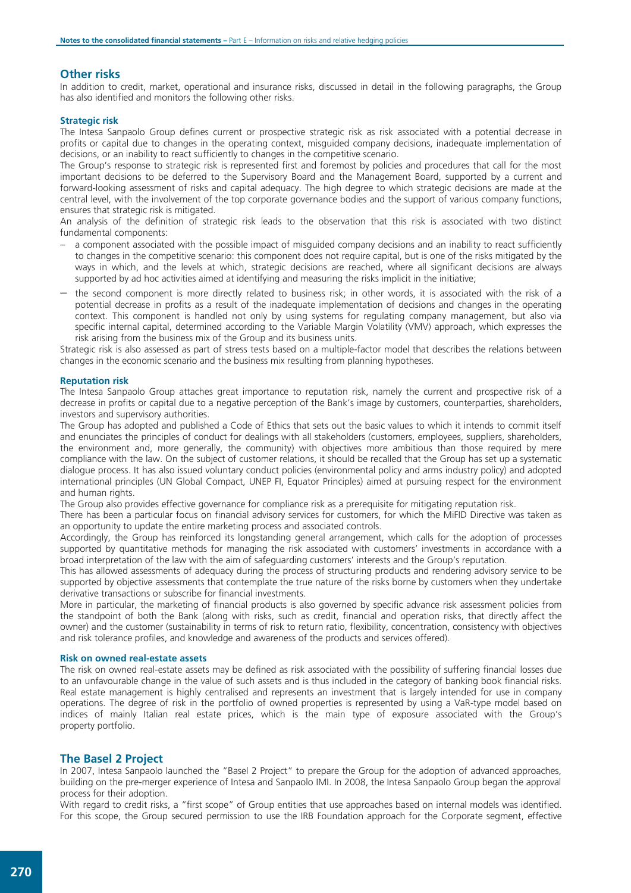## Other risks

In addition to credit, market, operational and insurance risks, discussed in detail in the following paragraphs, the Group has also identified and monitors the following other risks.

### Strategic risk

The Intesa Sanpaolo Group defines current or prospective strategic risk as risk associated with a potential decrease in profits or capital due to changes in the operating context, misguided company decisions, inadequate implementation of decisions, or an inability to react sufficiently to changes in the competitive scenario.

The Group's response to strategic risk is represented first and foremost by policies and procedures that call for the most important decisions to be deferred to the Supervisory Board and the Management Board, supported by a current and forward-looking assessment of risks and capital adequacy. The high degree to which strategic decisions are made at the central level, with the involvement of the top corporate governance bodies and the support of various company functions, ensures that strategic risk is mitigated.

An analysis of the definition of strategic risk leads to the observation that this risk is associated with two distinct fundamental components:

– a component associated with the possible impact of misguided company decisions and an inability to react sufficiently to changes in the competitive scenario: this component does not require capital, but is one of the risks mitigated by the ways in which, and the levels at which, strategic decisions are reached, where all significant decisions are always supported by ad hoc activities aimed at identifying and measuring the risks implicit in the initiative;

– the second component is more directly related to business risk; in other words, it is associated with the risk of a potential decrease in profits as a result of the inadequate implementation of decisions and changes in the operating context. This component is handled not only by using systems for regulating company management, but also via specific internal capital, determined according to the Variable Margin Volatility (VMV) approach, which expresses the risk arising from the business mix of the Group and its business units.

Strategic risk is also assessed as part of stress tests based on a multiple-factor model that describes the relations between changes in the economic scenario and the business mix resulting from planning hypotheses.

### Reputation risk

The Intesa Sanpaolo Group attaches great importance to reputation risk, namely the current and prospective risk of a decrease in profits or capital due to a negative perception of the Bank's image by customers, counterparties, shareholders, investors and supervisory authorities.

The Group has adopted and published a Code of Ethics that sets out the basic values to which it intends to commit itself and enunciates the principles of conduct for dealings with all stakeholders (customers, employees, suppliers, shareholders, the environment and, more generally, the community) with objectives more ambitious than those required by mere compliance with the law. On the subject of customer relations, it should be recalled that the Group has set up a systematic dialogue process. It has also issued voluntary conduct policies (environmental policy and arms industry policy) and adopted international principles (UN Global Compact, UNEP FI, Equator Principles) aimed at pursuing respect for the environment and human rights.

The Group also provides effective governance for compliance risk as a prerequisite for mitigating reputation risk.

There has been a particular focus on financial advisory services for customers, for which the MiFID Directive was taken as an opportunity to update the entire marketing process and associated controls.

Accordingly, the Group has reinforced its longstanding general arrangement, which calls for the adoption of processes supported by quantitative methods for managing the risk associated with customers' investments in accordance with a broad interpretation of the law with the aim of safeguarding customers' interests and the Group's reputation.

This has allowed assessments of adequacy during the process of structuring products and rendering advisory service to be supported by objective assessments that contemplate the true nature of the risks borne by customers when they undertake derivative transactions or subscribe for financial investments.

More in particular, the marketing of financial products is also governed by specific advance risk assessment policies from the standpoint of both the Bank (along with risks, such as credit, financial and operation risks, that directly affect the owner) and the customer (sustainability in terms of risk to return ratio, flexibility, concentration, consistency with objectives and risk tolerance profiles, and knowledge and awareness of the products and services offered).

### Risk on owned real-estate assets

The risk on owned real-estate assets may be defined as risk associated with the possibility of suffering financial losses due to an unfavourable change in the value of such assets and is thus included in the category of banking book financial risks. Real estate management is highly centralised and represents an investment that is largely intended for use in company operations. The degree of risk in the portfolio of owned properties is represented by using a VaR-type model based on indices of mainly Italian real estate prices, which is the main type of exposure associated with the Group's property portfolio.

## The Basel 2 Project

In 2007, Intesa Sanpaolo launched the "Basel 2 Project" to prepare the Group for the adoption of advanced approaches, building on the pre-merger experience of Intesa and Sanpaolo IMI. In 2008, the Intesa Sanpaolo Group began the approval process for their adoption.

With regard to credit risks, a "first scope" of Group entities that use approaches based on internal models was identified. For this scope, the Group secured permission to use the IRB Foundation approach for the Corporate segment, effective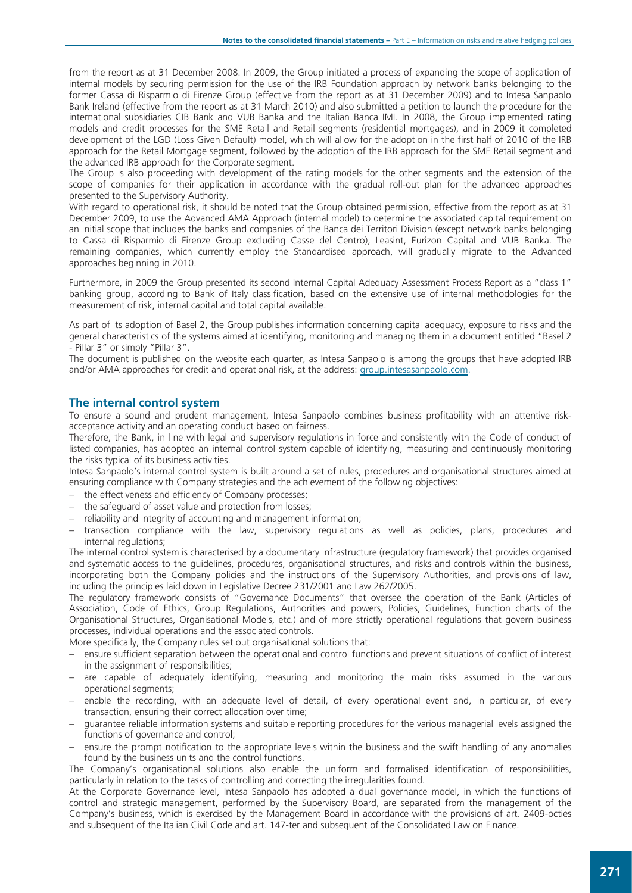from the report as at 31 December 2008. In 2009, the Group initiated a process of expanding the scope of application of internal models by securing permission for the use of the IRB Foundation approach by network banks belonging to the former Cassa di Risparmio di Firenze Group (effective from the report as at 31 December 2009) and to Intesa Sanpaolo Bank Ireland (effective from the report as at 31 March 2010) and also submitted a petition to launch the procedure for the international subsidiaries CIB Bank and VUB Banka and the Italian Banca IMI. In 2008, the Group implemented rating models and credit processes for the SME Retail and Retail segments (residential mortgages), and in 2009 it completed development of the LGD (Loss Given Default) model, which will allow for the adoption in the first half of 2010 of the IRB approach for the Retail Mortgage segment, followed by the adoption of the IRB approach for the SME Retail segment and the advanced IRB approach for the Corporate segment.

The Group is also proceeding with development of the rating models for the other segments and the extension of the scope of companies for their application in accordance with the gradual roll-out plan for the advanced approaches presented to the Supervisory Authority.

With regard to operational risk, it should be noted that the Group obtained permission, effective from the report as at 31 December 2009, to use the Advanced AMA Approach (internal model) to determine the associated capital requirement on an initial scope that includes the banks and companies of the Banca dei Territori Division (except network banks belonging to Cassa di Risparmio di Firenze Group excluding Casse del Centro), Leasint, Eurizon Capital and VUB Banka. The remaining companies, which currently employ the Standardised approach, will gradually migrate to the Advanced approaches beginning in 2010.

Furthermore, in 2009 the Group presented its second Internal Capital Adequacy Assessment Process Report as a "class 1" banking group, according to Bank of Italy classification, based on the extensive use of internal methodologies for the measurement of risk, internal capital and total capital available.

As part of its adoption of Basel 2, the Group publishes information concerning capital adequacy, exposure to risks and the general characteristics of the systems aimed at identifying, monitoring and managing them in a document entitled "Basel 2 - Pillar 3" or simply "Pillar 3".

The document is published on the website each quarter, as Intesa Sanpaolo is among the groups that have adopted IRB and/or AMA approaches for credit and operational risk, at the address: group.intesasanpaolo.com.

## The internal control system

To ensure a sound and prudent management, Intesa Sanpaolo combines business profitability with an attentive risk-acceptance activity and an operating conduct based on fairness.

Therefore, the Bank, in line with legal and supervisory regulations in force and consistently with the Code of conduct of listed companies, has adopted an internal control system capable of identifying, measuring and continuously monitoring the risks typical of its business activities.

Intesa Sanpaolo's internal control system is built around a set of rules, procedures and organisational structures aimed at ensuring compliance with Company strategies and the achievement of the following objectives:

- the effectiveness and efficiency of Company processes;
- the safeguard of asset value and protection from losses;
- reliability and integrity of accounting and management information;
- transaction compliance with the law, supervisory regulations as well as policies, plans, procedures and internal regulations;

The internal control system is characterised by a documentary infrastructure (regulatory framework) that provides organised and systematic access to the guidelines, procedures, organisational structures, and risks and controls within the business, incorporating both the Company policies and the instructions of the Supervisory Authorities, and provisions of law, including the principles laid down in Legislative Decree 231/2001 and Law 262/2005.

The regulatory framework consists of "Governance Documents" that oversee the operation of the Bank (Articles of Association, Code of Ethics, Group Regulations, Authorities and powers, Policies, Guidelines, Function charts of the Organisational Structures, Organisational Models, etc.) and of more strictly operational regulations that govern business processes, individual operations and the associated controls.

More specifically, the Company rules set out organisational solutions that:

- ensure sufficient separation between the operational and control functions and prevent situations of conflict of interest in the assignment of responsibilities;
- are capable of adequately identifying, measuring and monitoring the main risks assumed in the various operational segments;
- enable the recording, with an adequate level of detail, of every operational event and, in particular, of every transaction, ensuring their correct allocation over time;
- guarantee reliable information systems and suitable reporting procedures for the various managerial levels assigned the functions of governance and control;
- ensure the prompt notification to the appropriate levels within the business and the swift handling of any anomalies found by the business units and the control functions.

The Company's organisational solutions also enable the uniform and formalised identification of responsibilities, particularly in relation to the tasks of controlling and correcting the irregularities found.

At the Corporate Governance level, Intesa Sanpaolo has adopted a dual governance model, in which the functions of control and strategic management, performed by the Supervisory Board, are separated from the management of the Company's business, which is exercised by the Management Board in accordance with the provisions of art. 2409-octies and subsequent of the Italian Civil Code and art. 147-ter and subsequent of the Consolidated Law on Finance.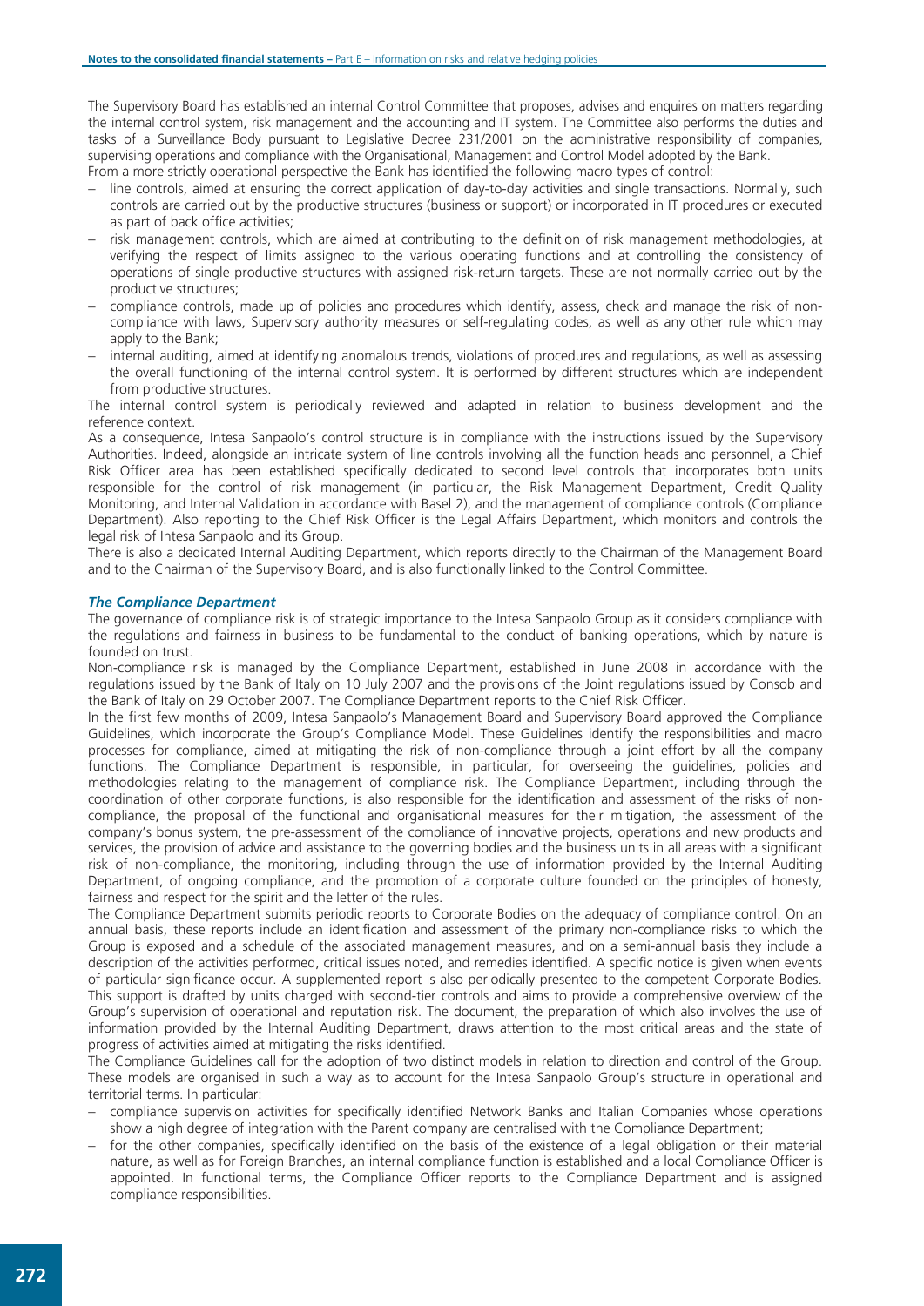The Supervisory Board has established an internal Control Committee that proposes, advises and enquires on matters regarding the internal control system, risk management and the accounting and IT system. The Committee also performs the duties and tasks of a Surveillance Body pursuant to Legislative Decree 231/2001 on the administrative responsibility of companies, supervising operations and compliance with the Organisational, Management and Control Model adopted by the Bank.

From a more strictly operational perspective the Bank has identified the following macro types of control:

- line controls, aimed at ensuring the correct application of day-to-day activities and single transactions. Normally, such controls are carried out by the productive structures (business or support) or incorporated in IT procedures or executed as part of back office activities;
- risk management controls, which are aimed at contributing to the definition of risk management methodologies, at verifying the respect of limits assigned to the various operating functions and at controlling the consistency of operations of single productive structures with assigned risk-return targets. These are not normally carried out by the productive structures;
- compliance controls, made up of policies and procedures which identify, assess, check and manage the risk of non-compliance with laws, Supervisory authority measures or self-regulating codes, as well as any other rule which may apply to the Bank;
- internal auditing, aimed at identifying anomalous trends, violations of procedures and regulations, as well as assessing the overall functioning of the internal control system. It is performed by different structures which are independent from productive structures.

The internal control system is periodically reviewed and adapted in relation to business development and the reference context.

As a consequence, Intesa Sanpaolo's control structure is in compliance with the instructions issued by the Supervisory Authorities. Indeed, alongside an intricate system of line controls involving all the function heads and personnel, a Chief Risk Officer area has been established specifically dedicated to second level controls that incorporates both units responsible for the control of risk management (in particular, the Risk Management Department, Credit Quality Monitoring, and Internal Validation in accordance with Basel 2), and the management of compliance controls (Compliance Department). Also reporting to the Chief Risk Officer is the Legal Affairs Department, which monitors and controls the legal risk of Intesa Sanpaolo and its Group.

There is also a dedicated Internal Auditing Department, which reports directly to the Chairman of the Management Board and to the Chairman of the Supervisory Board, and is also functionally linked to the Control Committee.

***The Compliance Department***

The governance of compliance risk is of strategic importance to the Intesa Sanpaolo Group as it considers compliance with the regulations and fairness in business to be fundamental to the conduct of banking operations, which by nature is founded on trust.

Non-compliance risk is managed by the Compliance Department, established in June 2008 in accordance with the regulations issued by the Bank of Italy on 10 July 2007 and the provisions of the Joint regulations issued by Consob and the Bank of Italy on 29 October 2007. The Compliance Department reports to the Chief Risk Officer.

In the first few months of 2009, Intesa Sanpaolo's Management Board and Supervisory Board approved the Compliance Guidelines, which incorporate the Group's Compliance Model. These Guidelines identify the responsibilities and macro processes for compliance, aimed at mitigating the risk of non-compliance through a joint effort by all the company functions. The Compliance Department is responsible, in particular, for overseeing the guidelines, policies and methodologies relating to the management of compliance risk. The Compliance Department, including through the coordination of other corporate functions, is also responsible for the identification and assessment of the risks of non-compliance, the proposal of the functional and organisational measures for their mitigation, the assessment of the company's bonus system, the pre-assessment of the compliance of innovative projects, operations and new products and services, the provision of advice and assistance to the governing bodies and the business units in all areas with a significant risk of non-compliance, the monitoring, including through the use of information provided by the Internal Auditing Department, of ongoing compliance, and the promotion of a corporate culture founded on the principles of honesty, fairness and respect for the spirit and the letter of the rules.

The Compliance Department submits periodic reports to Corporate Bodies on the adequacy of compliance control. On an annual basis, these reports include an identification and assessment of the primary non-compliance risks to which the Group is exposed and a schedule of the associated management measures, and on a semi-annual basis they include a description of the activities performed, critical issues noted, and remedies identified. A specific notice is given when events of particular significance occur. A supplemented report is also periodically presented to the competent Corporate Bodies. This support is drafted by units charged with second-tier controls and aims to provide a comprehensive overview of the Group's supervision of operational and reputation risk. The document, the preparation of which also involves the use of information provided by the Internal Auditing Department, draws attention to the most critical areas and the state of progress of activities aimed at mitigating the risks identified.

The Compliance Guidelines call for the adoption of two distinct models in relation to direction and control of the Group. These models are organised in such a way as to account for the Intesa Sanpaolo Group's structure in operational and territorial terms. In particular:

- compliance supervision activities for specifically identified Network Banks and Italian Companies whose operations show a high degree of integration with the Parent company are centralised with the Compliance Department;
- for the other companies, specifically identified on the basis of the existence of a legal obligation or their material nature, as well as for Foreign Branches, an internal compliance function is established and a local Compliance Officer is appointed. In functional terms, the Compliance Officer reports to the Compliance Department and is assigned compliance responsibilities.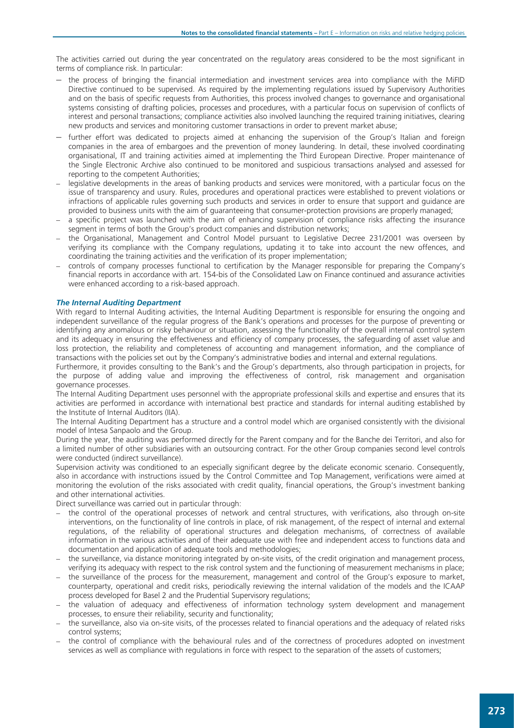The activities carried out during the year concentrated on the regulatory areas considered to be the most significant in terms of compliance risk. In particular:

- the process of bringing the financial intermediation and investment services area into compliance with the MiFID Directive continued to be supervised. As required by the implementing regulations issued by Supervisory Authorities and on the basis of specific requests from Authorities, this process involved changes to governance and organisational systems consisting of drafting policies, processes and procedures, with a particular focus on supervision of conflicts of interest and personal transactions; compliance activities also involved launching the required training initiatives, clearing new products and services and monitoring customer transactions in order to prevent market abuse;
- further effort was dedicated to projects aimed at enhancing the supervision of the Group's Italian and foreign companies in the area of embargoes and the prevention of money laundering. In detail, these involved coordinating organisational, IT and training activities aimed at implementing the Third European Directive. Proper maintenance of the Single Electronic Archive also continued to be monitored and suspicious transactions analysed and assessed for reporting to the competent Authorities;
- legislative developments in the areas of banking products and services were monitored, with a particular focus on the issue of transparency and usury. Rules, procedures and operational practices were established to prevent violations or infractions of applicable rules governing such products and services in order to ensure that support and guidance are provided to business units with the aim of guaranteeing that consumer-protection provisions are properly managed;
- a specific project was launched with the aim of enhancing supervision of compliance risks affecting the insurance segment in terms of both the Group's product companies and distribution networks;
- the Organisational, Management and Control Model pursuant to Legislative Decree 231/2001 was overseen by verifying its compliance with the Company regulations, updating it to take into account the new offences, and coordinating the training activities and the verification of its proper implementation;
- controls of company processes functional to certification by the Manager responsible for preparing the Company's financial reports in accordance with art. 154-bis of the Consolidated Law on Finance continued and assurance activities were enhanced according to a risk-based approach.

### *The Internal Auditing Department*

With regard to Internal Auditing activities, the Internal Auditing Department is responsible for ensuring the ongoing and independent surveillance of the regular progress of the Bank's operations and processes for the purpose of preventing or identifying any anomalous or risky behaviour or situation, assessing the functionality of the overall internal control system and its adequacy in ensuring the effectiveness and efficiency of company processes, the safeguarding of asset value and loss protection, the reliability and completeness of accounting and management information, and the compliance of transactions with the policies set out by the Company's administrative bodies and internal and external regulations.

Furthermore, it provides consulting to the Bank's and the Group's departments, also through participation in projects, for the purpose of adding value and improving the effectiveness of control, risk management and organisation governance processes.

The Internal Auditing Department uses personnel with the appropriate professional skills and expertise and ensures that its activities are performed in accordance with international best practice and standards for internal auditing established by the Institute of Internal Auditors (IIA).

The Internal Auditing Department has a structure and a control model which are organised consistently with the divisional model of Intesa Sanpaolo and the Group.

During the year, the auditing was performed directly for the Parent company and for the Banche dei Territori, and also for a limited number of other subsidiaries with an outsourcing contract. For the other Group companies second level controls were conducted (indirect surveillance).

Supervision activity was conditioned to an especially significant degree by the delicate economic scenario. Consequently, also in accordance with instructions issued by the Control Committee and Top Management, verifications were aimed at monitoring the evolution of the risks associated with credit quality, financial operations, the Group's investment banking and other international activities.

Direct surveillance was carried out in particular through:

- the control of the operational processes of network and central structures, with verifications, also through on-site interventions, on the functionality of line controls in place, of risk management, of the respect of internal and external regulations, of the reliability of operational structures and delegation mechanisms, of correctness of available information in the various activities and of their adequate use with free and independent access to functions data and documentation and application of adequate tools and methodologies;
- the surveillance, via distance monitoring integrated by on-site visits, of the credit origination and management process, verifying its adequacy with respect to the risk control system and the functioning of measurement mechanisms in place;
- the surveillance of the process for the measurement, management and control of the Group's exposure to market, counterparty, operational and credit risks, periodically reviewing the internal validation of the models and the ICAAP process developed for Basel 2 and the Prudential Supervisory regulations;
- the valuation of adequacy and effectiveness of information technology system development and management processes, to ensure their reliability, security and functionality;
- the surveillance, also via on-site visits, of the processes related to financial operations and the adequacy of related risks control systems;
- the control of compliance with the behavioural rules and of the correctness of procedures adopted on investment services as well as compliance with regulations in force with respect to the separation of the assets of customers;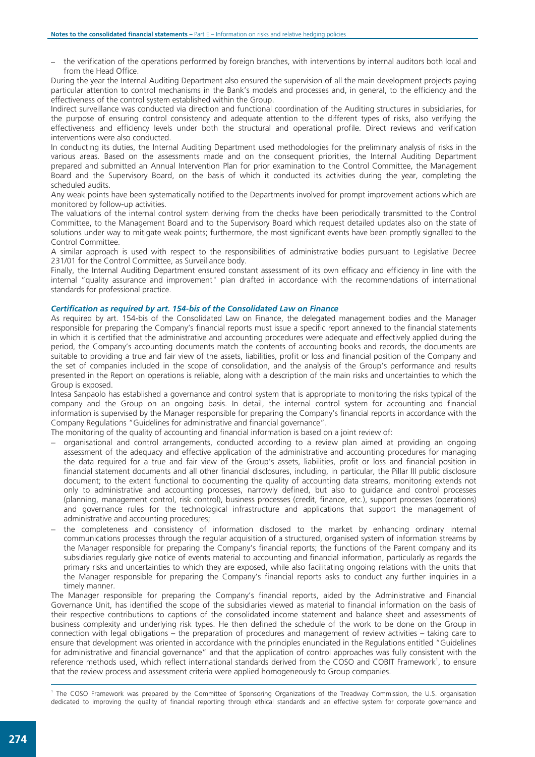– the verification of the operations performed by foreign branches, with interventions by internal auditors both local and from the Head Office.

During the year the Internal Auditing Department also ensured the supervision of all the main development projects paying particular attention to control mechanisms in the Bank's models and processes and, in general, to the efficiency and the effectiveness of the control system established within the Group.

Indirect surveillance was conducted via direction and functional coordination of the Auditing structures in subsidiaries, for the purpose of ensuring control consistency and adequate attention to the different types of risks, also verifying the effectiveness and efficiency levels under both the structural and operational profile. Direct reviews and verification interventions were also conducted.

In conducting its duties, the Internal Auditing Department used methodologies for the preliminary analysis of risks in the various areas. Based on the assessments made and on the consequent priorities, the Internal Auditing Department prepared and submitted an Annual Intervention Plan for prior examination to the Control Committee, the Management Board and the Supervisory Board, on the basis of which it conducted its activities during the year, completing the scheduled audits.

Any weak points have been systematically notified to the Departments involved for prompt improvement actions which are monitored by follow-up activities.

The valuations of the internal control system deriving from the checks have been periodically transmitted to the Control Committee, to the Management Board and to the Supervisory Board which request detailed updates also on the state of solutions under way to mitigate weak points; furthermore, the most significant events have been promptly signalled to the Control Committee.

A similar approach is used with respect to the responsibilities of administrative bodies pursuant to Legislative Decree 231/01 for the Control Committee, as Surveillance body.

Finally, the Internal Auditing Department ensured constant assessment of its own efficacy and efficiency in line with the internal "quality assurance and improvement" plan drafted in accordance with the recommendations of international standards for professional practice.

***Certification as required by art. 154-bis of the Consolidated Law on Finance***

As required by art. 154-bis of the Consolidated Law on Finance, the delegated management bodies and the Manager responsible for preparing the Company's financial reports must issue a specific report annexed to the financial statements in which it is certified that the administrative and accounting procedures were adequate and effectively applied during the period, the Company's accounting documents match the contents of accounting books and records, the documents are suitable to providing a true and fair view of the assets, liabilities, profit or loss and financial position of the Company and the set of companies included in the scope of consolidation, and the analysis of the Group's performance and results presented in the Report on operations is reliable, along with a description of the main risks and uncertainties to which the Group is exposed.

Intesa Sanpaolo has established a governance and control system that is appropriate to monitoring the risks typical of the company and the Group on an ongoing basis. In detail, the internal control system for accounting and financial information is supervised by the Manager responsible for preparing the Company's financial reports in accordance with the Company Regulations "Guidelines for administrative and financial governance".

The monitoring of the quality of accounting and financial information is based on a joint review of:

– organisational and control arrangements, conducted according to a review plan aimed at providing an ongoing assessment of the adequacy and effective application of the administrative and accounting procedures for managing the data required for a true and fair view of the Group's assets, liabilities, profit or loss and financial position in financial statement documents and all other financial disclosures, including, in particular, the Pillar III public disclosure document; to the extent functional to documenting the quality of accounting data streams, monitoring extends not only to administrative and accounting processes, narrowly defined, but also to guidance and control processes (planning, management control, risk control), business processes (credit, finance, etc.), support processes (operations) and governance rules for the technological infrastructure and applications that support the management of administrative and accounting procedures;
– the completeness and consistency of information disclosed to the market by enhancing ordinary internal communications processes through the regular acquisition of a structured, organised system of information streams by the Manager responsible for preparing the Company's financial reports; the functions of the Parent company and its subsidiaries regularly give notice of events material to accounting and financial information, particularly as regards the primary risks and uncertainties to which they are exposed, while also facilitating ongoing relations with the units that the Manager responsible for preparing the Company's financial reports asks to conduct any further inquiries in a timely manner.

The Manager responsible for preparing the Company's financial reports, aided by the Administrative and Financial Governance Unit, has identified the scope of the subsidiaries viewed as material to financial information on the basis of their respective contributions to captions of the consolidated income statement and balance sheet and assessments of business complexity and underlying risk types. He then defined the schedule of the work to be done on the Group in connection with legal obligations – the preparation of procedures and management of review activities – taking care to ensure that development was oriented in accordance with the principles enunciated in the Regulations entitled "Guidelines for administrative and financial governance" and that the application of control approaches was fully consistent with the reference methods used, which reflect international standards derived from the COSO and COBIT Framework[1], to ensure that the review process and assessment criteria were applied homogeneously to Group companies.

[1] The COSO Framework was prepared by the Committee of Sponsoring Organizations of the Treadway Commission, the U.S. organisation dedicated to improving the quality of financial reporting through ethical standards and an effective system for corporate governance and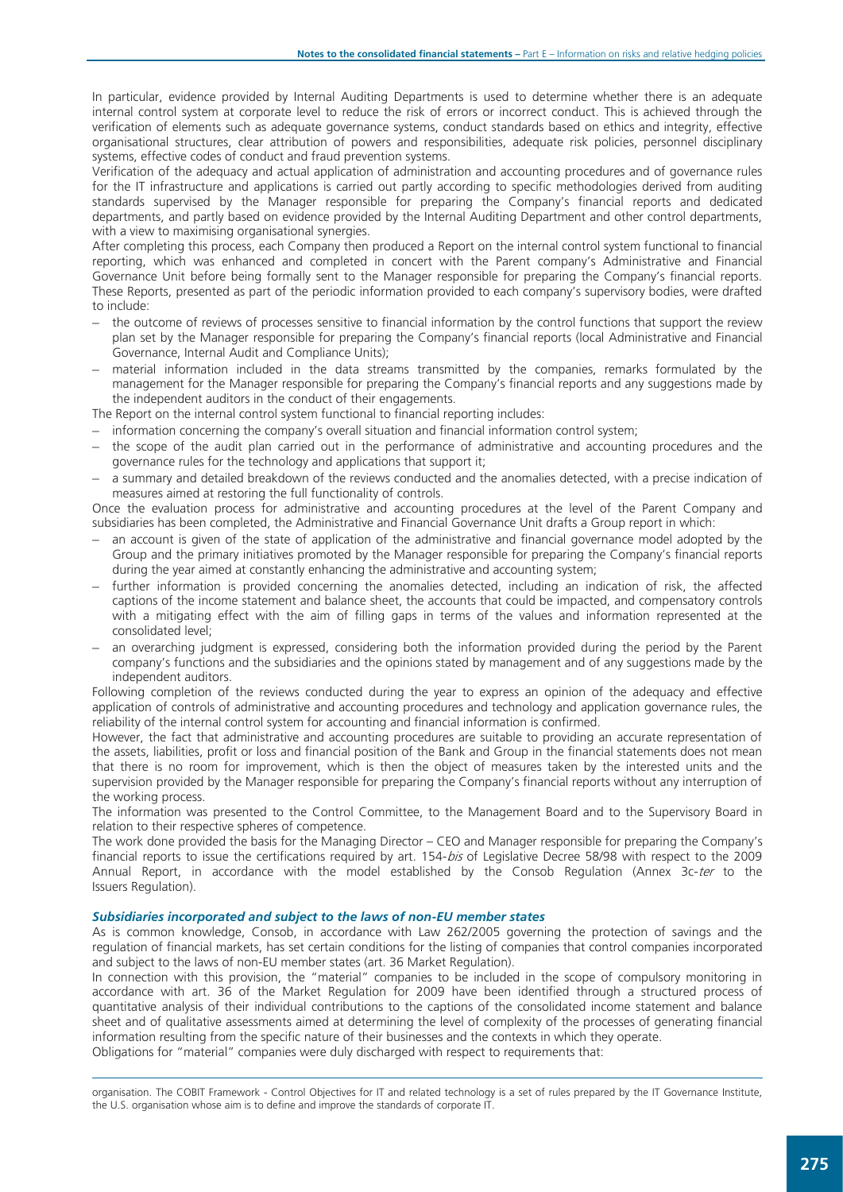In particular, evidence provided by Internal Auditing Departments is used to determine whether there is an adequate internal control system at corporate level to reduce the risk of errors or incorrect conduct. This is achieved through the verification of elements such as adequate governance systems, conduct standards based on ethics and integrity, effective organisational structures, clear attribution of powers and responsibilities, adequate risk policies, personnel disciplinary systems, effective codes of conduct and fraud prevention systems.

Verification of the adequacy and actual application of administration and accounting procedures and of governance rules for the IT infrastructure and applications is carried out partly according to specific methodologies derived from auditing standards supervised by the Manager responsible for preparing the Company's financial reports and dedicated departments, and partly based on evidence provided by the Internal Auditing Department and other control departments, with a view to maximising organisational synergies.

After completing this process, each Company then produced a Report on the internal control system functional to financial reporting, which was enhanced and completed in concert with the Parent company's Administrative and Financial Governance Unit before being formally sent to the Manager responsible for preparing the Company's financial reports. These Reports, presented as part of the periodic information provided to each company's supervisory bodies, were drafted to include:

- the outcome of reviews of processes sensitive to financial information by the control functions that support the review plan set by the Manager responsible for preparing the Company's financial reports (local Administrative and Financial Governance, Internal Audit and Compliance Units);
- material information included in the data streams transmitted by the companies, remarks formulated by the management for the Manager responsible for preparing the Company's financial reports and any suggestions made by the independent auditors in the conduct of their engagements.

The Report on the internal control system functional to financial reporting includes:

- information concerning the company's overall situation and financial information control system;
- the scope of the audit plan carried out in the performance of administrative and accounting procedures and the governance rules for the technology and applications that support it;
- a summary and detailed breakdown of the reviews conducted and the anomalies detected, with a precise indication of measures aimed at restoring the full functionality of controls.

Once the evaluation process for administrative and accounting procedures at the level of the Parent Company and subsidiaries has been completed, the Administrative and Financial Governance Unit drafts a Group report in which:

- an account is given of the state of application of the administrative and financial governance model adopted by the Group and the primary initiatives promoted by the Manager responsible for preparing the Company's financial reports during the year aimed at constantly enhancing the administrative and accounting system;
- further information is provided concerning the anomalies detected, including an indication of risk, the affected captions of the income statement and balance sheet, the accounts that could be impacted, and compensatory controls with a mitigating effect with the aim of filling gaps in terms of the values and information represented at the consolidated level;
- an overarching judgment is expressed, considering both the information provided during the period by the Parent company's functions and the subsidiaries and the opinions stated by management and of any suggestions made by the independent auditors.

Following completion of the reviews conducted during the year to express an opinion of the adequacy and effective application of controls of administrative and accounting procedures and technology and application governance rules, the reliability of the internal control system for accounting and financial information is confirmed.

However, the fact that administrative and accounting procedures are suitable to providing an accurate representation of the assets, liabilities, profit or loss and financial position of the Bank and Group in the financial statements does not mean that there is no room for improvement, which is then the object of measures taken by the interested units and the supervision provided by the Manager responsible for preparing the Company's financial reports without any interruption of the working process.

The information was presented to the Control Committee, to the Management Board and to the Supervisory Board in relation to their respective spheres of competence.

The work done provided the basis for the Managing Director – CEO and Manager responsible for preparing the Company's financial reports to issue the certifications required by art. 154-*bis* of Legislative Decree 58/98 with respect to the 2009 Annual Report, in accordance with the model established by the Consob Regulation (Annex 3c-*ter* to the Issuers Regulation).

***Subsidiaries incorporated and subject to the laws of non-EU member states***

As is common knowledge, Consob, in accordance with Law 262/2005 governing the protection of savings and the regulation of financial markets, has set certain conditions for the listing of companies that control companies incorporated and subject to the laws of non-EU member states (art. 36 Market Regulation).

In connection with this provision, the "material" companies to be included in the scope of compulsory monitoring in accordance with art. 36 of the Market Regulation for 2009 have been identified through a structured process of quantitative analysis of their individual contributions to the captions of the consolidated income statement and balance sheet and of qualitative assessments aimed at determining the level of complexity of the processes of generating financial information resulting from the specific nature of their businesses and the contexts in which they operate.

Obligations for "material" companies were duly discharged with respect to requirements that:

---

organisation. The COBIT Framework - Control Objectives for IT and related technology is a set of rules prepared by the IT Governance Institute, the U.S. organisation whose aim is to define and improve the standards of corporate IT.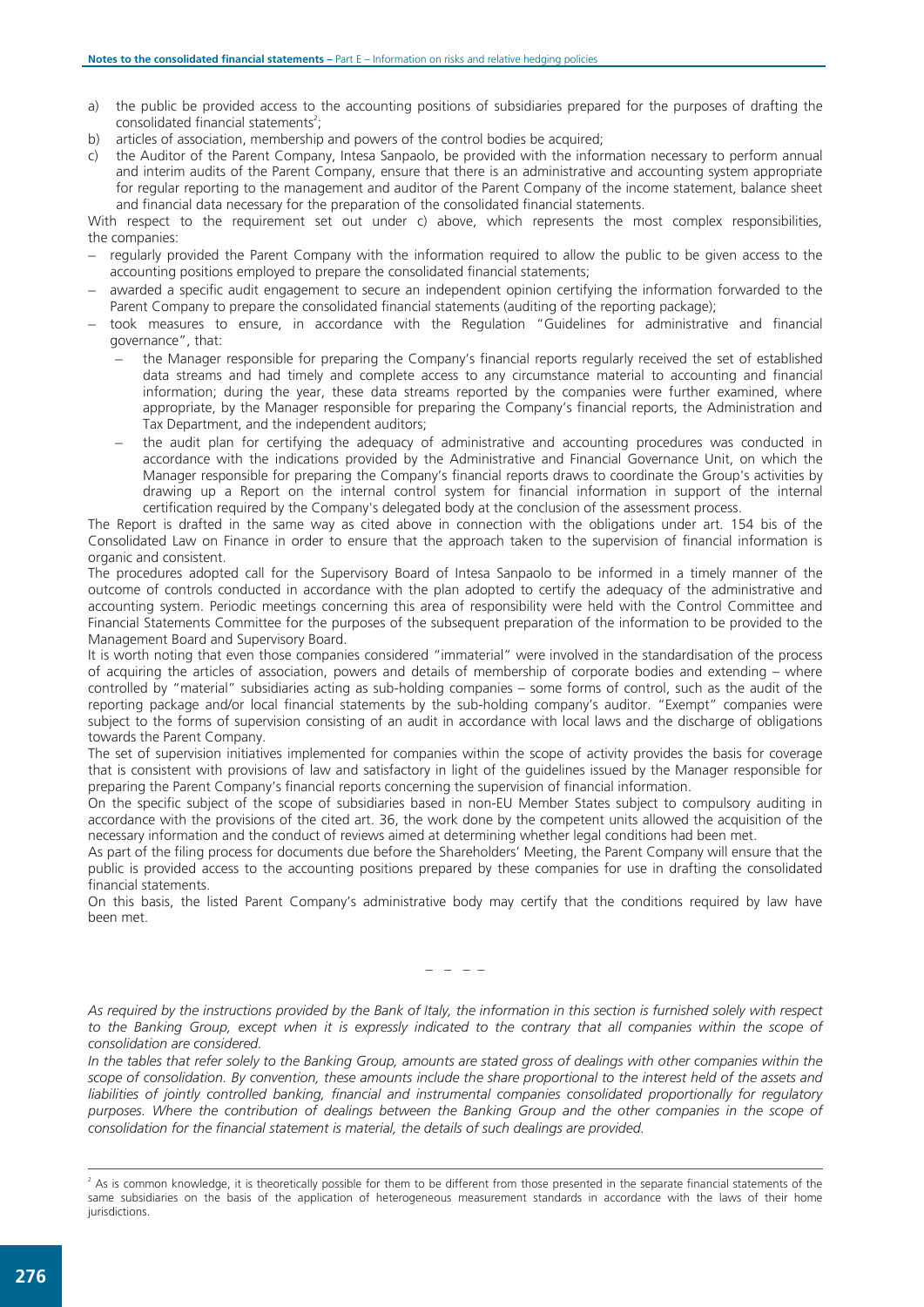a) the public be provided access to the accounting positions of subsidiaries prepared for the purposes of drafting the consolidated financial statements[2];
b) articles of association, membership and powers of the control bodies be acquired;
c) the Auditor of the Parent Company, Intesa Sanpaolo, be provided with the information necessary to perform annual and interim audits of the Parent Company, ensure that there is an administrative and accounting system appropriate for regular reporting to the management and auditor of the Parent Company of the income statement, balance sheet and financial data necessary for the preparation of the consolidated financial statements.

With respect to the requirement set out under c) above, which represents the most complex responsibilities, the companies:

– regularly provided the Parent Company with the information required to allow the public to be given access to the accounting positions employed to prepare the consolidated financial statements;
– awarded a specific audit engagement to secure an independent opinion certifying the information forwarded to the Parent Company to prepare the consolidated financial statements (auditing of the reporting package);
– took measures to ensure, in accordance with the Regulation "Guidelines for administrative and financial governance", that:
  – the Manager responsible for preparing the Company's financial reports regularly received the set of established data streams and had timely and complete access to any circumstance material to accounting and financial information; during the year, these data streams reported by the companies were further examined, where appropriate, by the Manager responsible for preparing the Company's financial reports, the Administration and Tax Department, and the independent auditors;
  – the audit plan for certifying the adequacy of administrative and accounting procedures was conducted in accordance with the indications provided by the Administrative and Financial Governance Unit, on which the Manager responsible for preparing the Company's financial reports draws to coordinate the Group's activities by drawing up a Report on the internal control system for financial information in support of the internal certification required by the Company's delegated body at the conclusion of the assessment process.

The Report is drafted in the same way as cited above in connection with the obligations under art. 154 bis of the Consolidated Law on Finance in order to ensure that the approach taken to the supervision of financial information is organic and consistent.

The procedures adopted call for the Supervisory Board of Intesa Sanpaolo to be informed in a timely manner of the outcome of controls conducted in accordance with the plan adopted to certify the adequacy of the administrative and accounting system. Periodic meetings concerning this area of responsibility were held with the Control Committee and Financial Statements Committee for the purposes of the subsequent preparation of the information to be provided to the Management Board and Supervisory Board.

It is worth noting that even those companies considered "immaterial" were involved in the standardisation of the process of acquiring the articles of association, powers and details of membership of corporate bodies and extending – where controlled by "material" subsidiaries acting as sub-holding companies – some forms of control, such as the audit of the reporting package and/or local financial statements by the sub-holding company's auditor. "Exempt" companies were subject to the forms of supervision consisting of an audit in accordance with local laws and the discharge of obligations towards the Parent Company.

The set of supervision initiatives implemented for companies within the scope of activity provides the basis for coverage that is consistent with provisions of law and satisfactory in light of the guidelines issued by the Manager responsible for preparing the Parent Company's financial reports concerning the supervision of financial information.

On the specific subject of the scope of subsidiaries based in non-EU Member States subject to compulsory auditing in accordance with the provisions of the cited art. 36, the work done by the competent units allowed the acquisition of the necessary information and the conduct of reviews aimed at determining whether legal conditions had been met.

As part of the filing process for documents due before the Shareholders' Meeting, the Parent Company will ensure that the public is provided access to the accounting positions prepared by these companies for use in drafting the consolidated financial statements.

On this basis, the listed Parent Company's administrative body may certify that the conditions required by law have been met.

– – – –

*As required by the instructions provided by the Bank of Italy, the information in this section is furnished solely with respect to the Banking Group, except when it is expressly indicated to the contrary that all companies within the scope of consolidation are considered.*

*In the tables that refer solely to the Banking Group, amounts are stated gross of dealings with other companies within the scope of consolidation. By convention, these amounts include the share proportional to the interest held of the assets and liabilities of jointly controlled banking, financial and instrumental companies consolidated proportionally for regulatory purposes. Where the contribution of dealings between the Banking Group and the other companies in the scope of consolidation for the financial statement is material, the details of such dealings are provided.*

[2] As is common knowledge, it is theoretically possible for them to be different from those presented in the separate financial statements of the same subsidiaries on the basis of the application of heterogeneous measurement standards in accordance with the laws of their home jurisdictions.